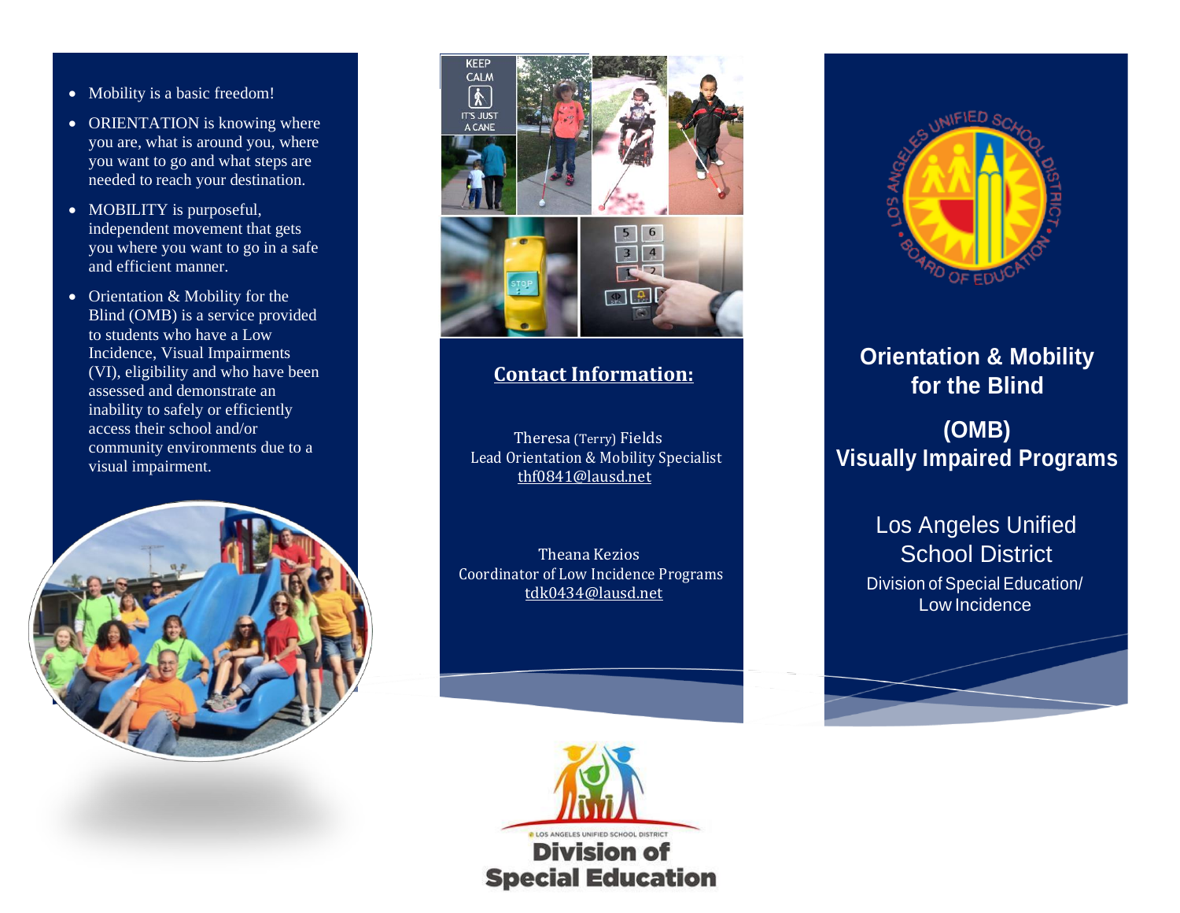- Mobility is a basic freedom!
- ORIENTATION is knowing where you are, what is around you, where you want to go and what steps are needed to reach your destination.
- MOBILITY is purposeful, independent movement that gets you where you want to go in a safe and efficient manner.
- Orientation & Mobility for the Blind (OMB) is a service provided to students who have a Low Incidence, Visual Impairments (VI), eligibility and who have been assessed and demonstrate an inability to safely or efficiently access their school and/or community environments due to a visual impairment.

## Contact Information:

Theresa (Terry) Fields
Lead Orientation & Mobility Specialist
thf0841@lausd.net

Theana Kezios
Coordinator of Low Incidence Programs
tdk0434@lausd.net

Los Angeles Unified School District • Division of Special Education

# Orientation & Mobility for the Blind

# (OMB)
# Visually Impaired Programs

Los Angeles Unified School District

Division of Special Education/ Low Incidence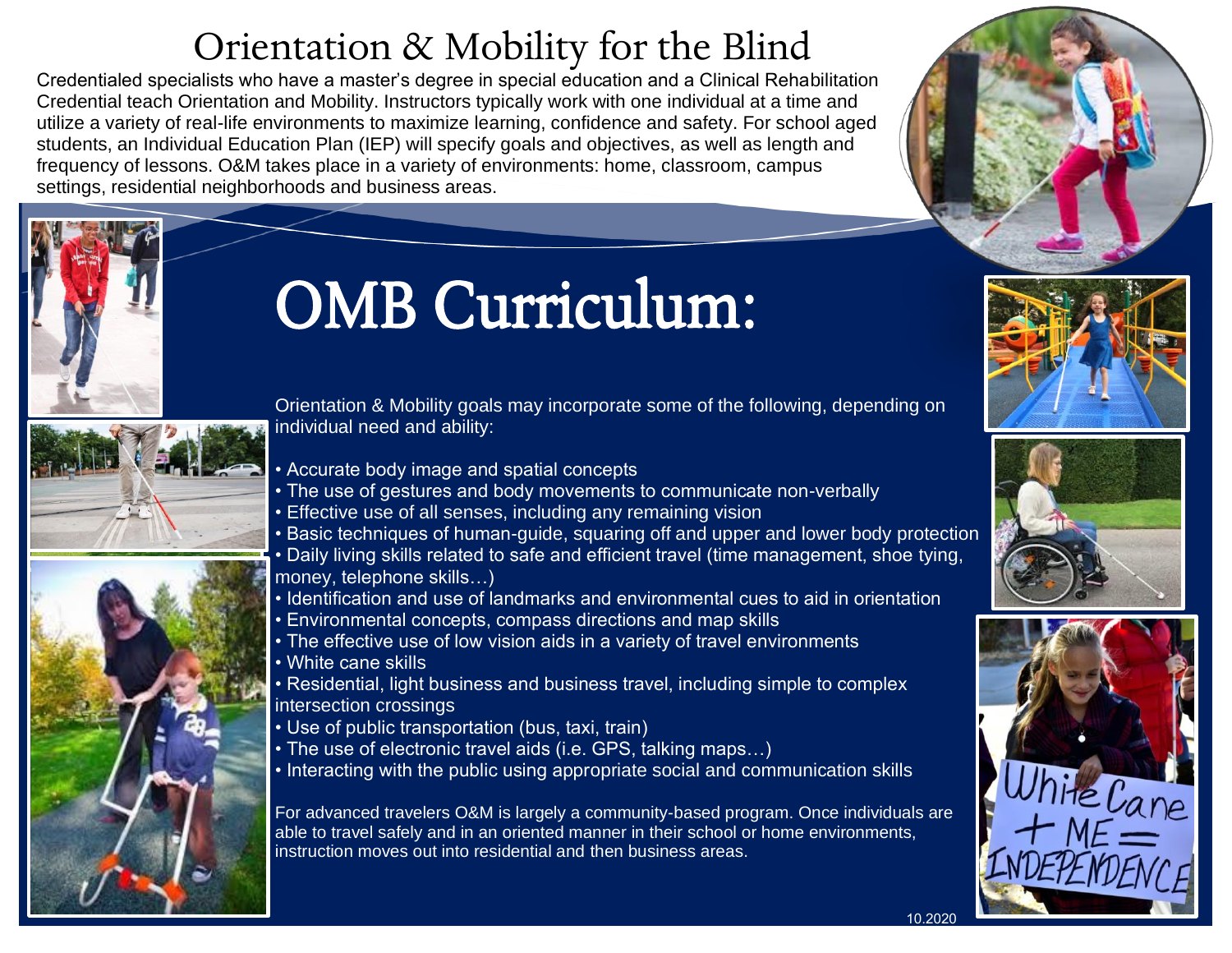# Orientation & Mobility for the Blind

Credentialed specialists who have a master's degree in special education and a Clinical Rehabilitation Credential teach Orientation and Mobility. Instructors typically work with one individual at a time and utilize a variety of real-life environments to maximize learning, confidence and safety. For school aged students, an Individual Education Plan (IEP) will specify goals and objectives, as well as length and frequency of lessons. O&M takes place in a variety of environments: home, classroom, campus settings, residential neighborhoods and business areas.

## OMB Curriculum:

Orientation & Mobility goals may incorporate some of the following, depending on individual need and ability:

- Accurate body image and spatial concepts
- The use of gestures and body movements to communicate non-verbally
- Effective use of all senses, including any remaining vision
- Basic techniques of human-guide, squaring off and upper and lower body protection
- Daily living skills related to safe and efficient travel (time management, shoe tying, money, telephone skills…)
- Identification and use of landmarks and environmental cues to aid in orientation
- Environmental concepts, compass directions and map skills
- The effective use of low vision aids in a variety of travel environments
- White cane skills
- Residential, light business and business travel, including simple to complex intersection crossings
- Use of public transportation (bus, taxi, train)
- The use of electronic travel aids (i.e. GPS, talking maps…)
- Interacting with the public using appropriate social and communication skills

For advanced travelers O&M is largely a community-based program. Once individuals are able to travel safely and in an oriented manner in their school or home environments, instruction moves out into residential and then business areas.

10.2020